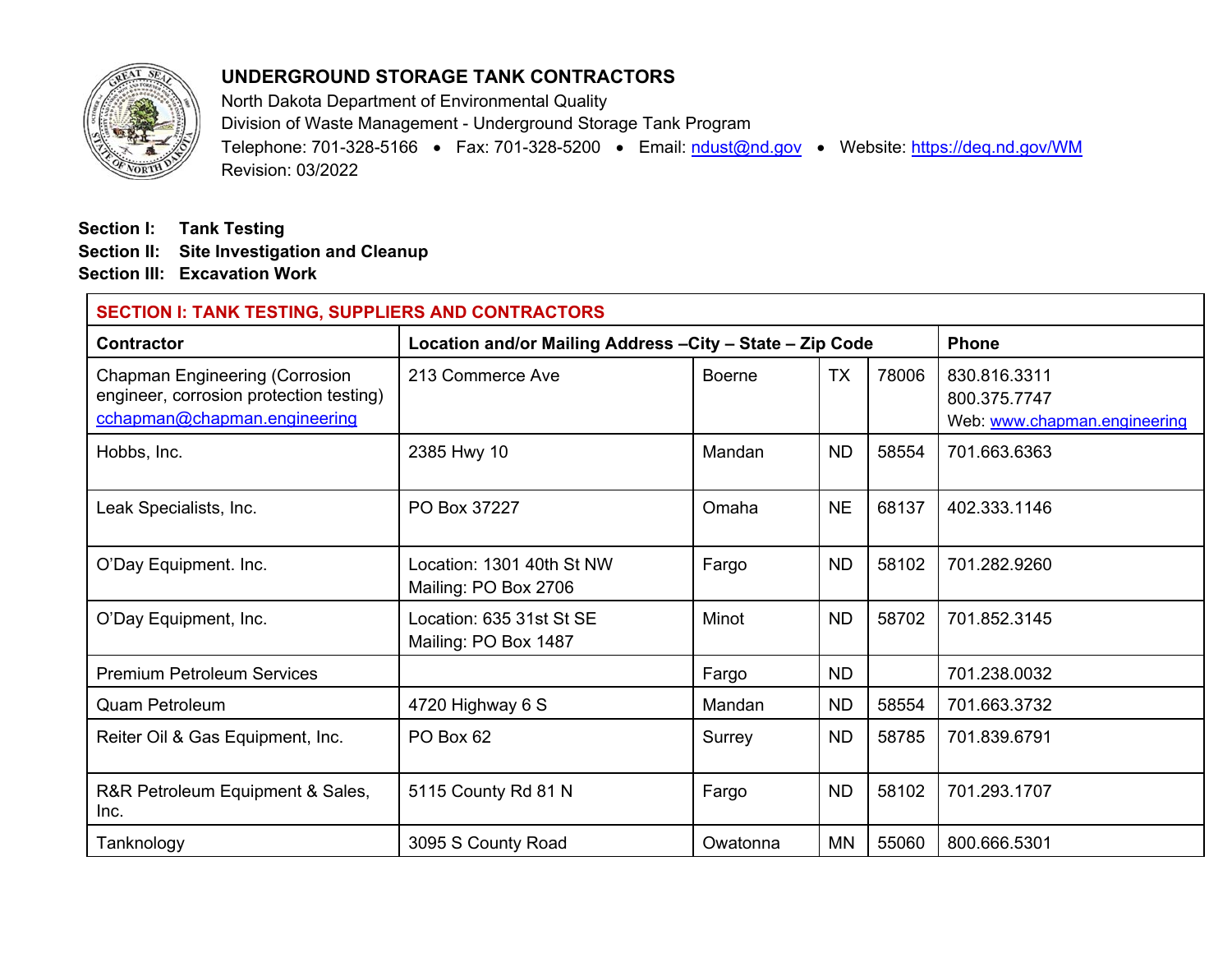# UNDERGROUND STORAGE TANK CONTRACTORS

North Dakota Department of Environmental Quality
Division of Waste Management - Underground Storage Tank Program
Telephone: 701-328-5166 • Fax: 701-328-5200 • Email: ndust@nd.gov • Website: https://deq.nd.gov/WM
Revision: 03/2022

**Section I: Tank Testing**
**Section II: Site Investigation and Cleanup**
**Section III: Excavation Work**

| SECTION I: TANK TESTING, SUPPLIERS AND CONTRACTORS | | | | | |
|---|---|---|---|---|---|
| **Contractor** | **Location and/or Mailing Address –City – State – Zip Code** | | | | **Phone** |
| Chapman Engineering (Corrosion engineer, corrosion protection testing) cchapman@chapman.engineering | 213 Commerce Ave | Boerne | TX | 78006 | 830.816.3311<br>800.375.7747<br>Web: www.chapman.engineering |
| Hobbs, Inc. | 2385 Hwy 10 | Mandan | ND | 58554 | 701.663.6363 |
| Leak Specialists, Inc. | PO Box 37227 | Omaha | NE | 68137 | 402.333.1146 |
| O'Day Equipment. Inc. | Location: 1301 40th St NW<br>Mailing: PO Box 2706 | Fargo | ND | 58102 | 701.282.9260 |
| O'Day Equipment, Inc. | Location: 635 31st St SE<br>Mailing: PO Box 1487 | Minot | ND | 58702 | 701.852.3145 |
| Premium Petroleum Services | | Fargo | ND | | 701.238.0032 |
| Quam Petroleum | 4720 Highway 6 S | Mandan | ND | 58554 | 701.663.3732 |
| Reiter Oil & Gas Equipment, Inc. | PO Box 62 | Surrey | ND | 58785 | 701.839.6791 |
| R&R Petroleum Equipment & Sales, Inc. | 5115 County Rd 81 N | Fargo | ND | 58102 | 701.293.1707 |
| Tanknology | 3095 S County Road | Owatonna | MN | 55060 | 800.666.5301 |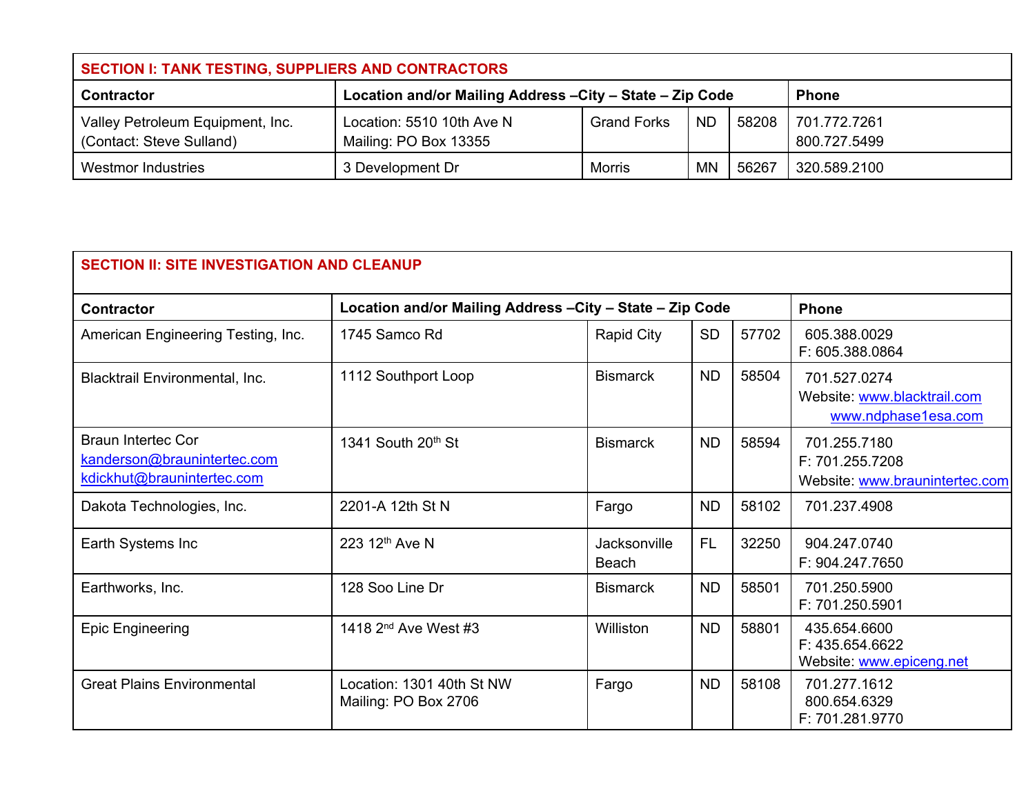| SECTION I: TANK TESTING, SUPPLIERS AND CONTRACTORS | | | | | |
|---|---|---|---|---|---|
| **Contractor** | **Location and/or Mailing Address –City – State – Zip Code** | | | | **Phone** |
| Valley Petroleum Equipment, Inc.<br>(Contact: Steve Sulland) | Location: 5510 10th Ave N<br>Mailing: PO Box 13355 | Grand Forks | ND | 58208 | 701.772.7261<br>800.727.5499 |
| Westmor Industries | 3 Development Dr | Morris | MN | 56267 | 320.589.2100 |

| SECTION II: SITE INVESTIGATION AND CLEANUP | | | | | |
|---|---|---|---|---|---|
| **Contractor** | **Location and/or Mailing Address –City – State – Zip Code** | | | | **Phone** |
| American Engineering Testing, Inc. | 1745 Samco Rd | Rapid City | SD | 57702 | 605.388.0029<br>F: 605.388.0864 |
| Blacktrail Environmental, Inc. | 1112 Southport Loop | Bismarck | ND | 58504 | 701.527.0274<br>Website: www.blacktrail.com<br>www.ndphase1esa.com |
| Braun Intertec Cor<br>kanderson@braunintertec.com<br>kdickhut@braunintertec.com | 1341 South 20th St | Bismarck | ND | 58594 | 701.255.7180<br>F: 701.255.7208<br>Website: www.braunintertec.com |
| Dakota Technologies, Inc. | 2201-A 12th St N | Fargo | ND | 58102 | 701.237.4908 |
| Earth Systems Inc | 223 12th Ave N | Jacksonville Beach | FL | 32250 | 904.247.0740<br>F: 904.247.7650 |
| Earthworks, Inc. | 128 Soo Line Dr | Bismarck | ND | 58501 | 701.250.5900<br>F: 701.250.5901 |
| Epic Engineering | 1418 2nd Ave West #3 | Williston | ND | 58801 | 435.654.6600<br>F: 435.654.6622<br>Website: www.epiceng.net |
| Great Plains Environmental | Location: 1301 40th St NW<br>Mailing: PO Box 2706 | Fargo | ND | 58108 | 701.277.1612<br>800.654.6329<br>F: 701.281.9770 |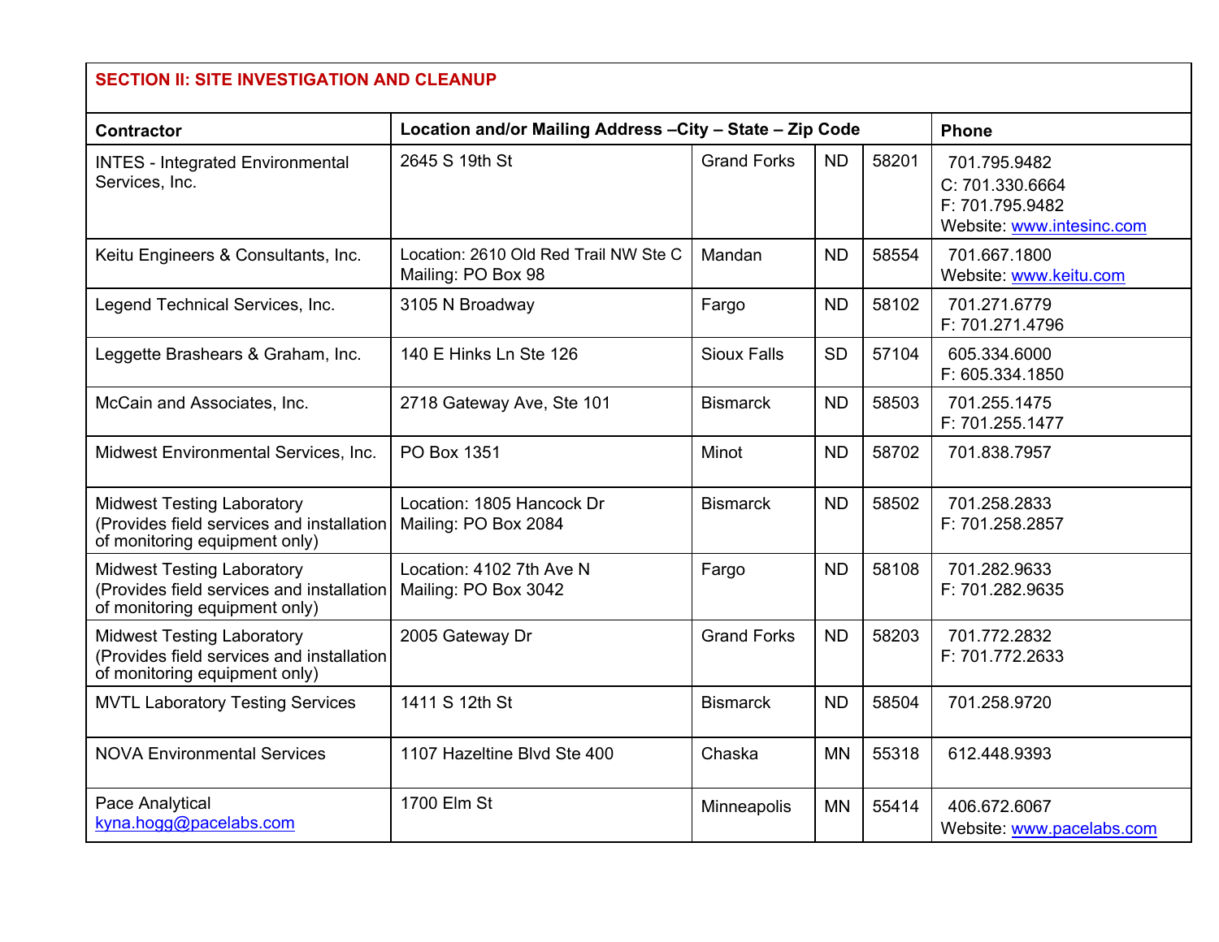## SECTION II: SITE INVESTIGATION AND CLEANUP

| Contractor | Location and/or Mailing Address –City – State – Zip Code | | | | Phone |
|---|---|---|---|---|---|
| INTES - Integrated Environmental Services, Inc. | 2645 S 19th St | Grand Forks | ND | 58201 | 701.795.9482<br>C: 701.330.6664<br>F: 701.795.9482<br>Website: www.intesinc.com |
| Keitu Engineers & Consultants, Inc. | Location: 2610 Old Red Trail NW Ste C<br>Mailing: PO Box 98 | Mandan | ND | 58554 | 701.667.1800<br>Website: www.keitu.com |
| Legend Technical Services, Inc. | 3105 N Broadway | Fargo | ND | 58102 | 701.271.6779<br>F: 701.271.4796 |
| Leggette Brashears & Graham, Inc. | 140 E Hinks Ln Ste 126 | Sioux Falls | SD | 57104 | 605.334.6000<br>F: 605.334.1850 |
| McCain and Associates, Inc. | 2718 Gateway Ave, Ste 101 | Bismarck | ND | 58503 | 701.255.1475<br>F: 701.255.1477 |
| Midwest Environmental Services, Inc. | PO Box 1351 | Minot | ND | 58702 | 701.838.7957 |
| Midwest Testing Laboratory<br>(Provides field services and installation of monitoring equipment only) | Location: 1805 Hancock Dr<br>Mailing: PO Box 2084 | Bismarck | ND | 58502 | 701.258.2833<br>F: 701.258.2857 |
| Midwest Testing Laboratory<br>(Provides field services and installation of monitoring equipment only) | Location: 4102 7th Ave N<br>Mailing: PO Box 3042 | Fargo | ND | 58108 | 701.282.9633<br>F: 701.282.9635 |
| Midwest Testing Laboratory<br>(Provides field services and installation of monitoring equipment only) | 2005 Gateway Dr | Grand Forks | ND | 58203 | 701.772.2832<br>F: 701.772.2633 |
| MVTL Laboratory Testing Services | 1411 S 12th St | Bismarck | ND | 58504 | 701.258.9720 |
| NOVA Environmental Services | 1107 Hazeltine Blvd Ste 400 | Chaska | MN | 55318 | 612.448.9393 |
| Pace Analytical<br>kyna.hogg@pacelabs.com | 1700 Elm St | Minneapolis | MN | 55414 | 406.672.6067<br>Website: www.pacelabs.com |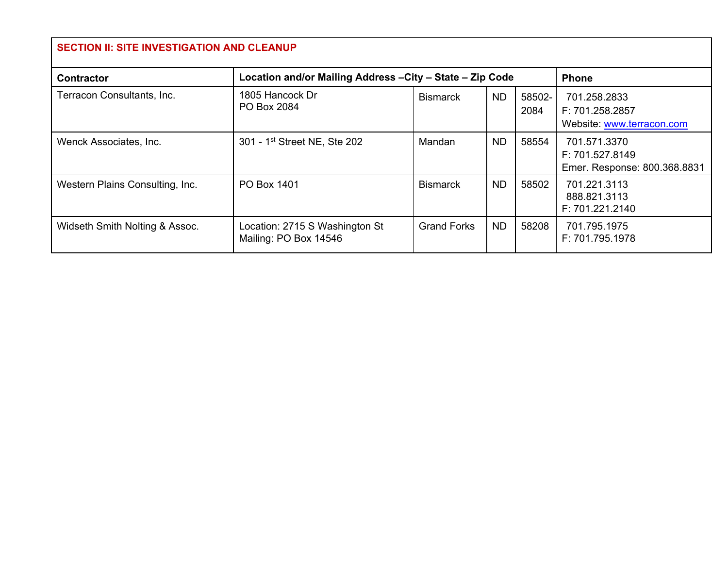## SECTION II: SITE INVESTIGATION AND CLEANUP

| Contractor | Location and/or Mailing Address –City – State – Zip Code | | | | Phone |
|---|---|---|---|---|---|
| Terracon Consultants, Inc. | 1805 Hancock Dr<br>PO Box 2084 | Bismarck | ND | 58502-2084 | 701.258.2833<br>F: 701.258.2857<br>Website: www.terracon.com |
| Wenck Associates, Inc. | 301 - 1st Street NE, Ste 202 | Mandan | ND | 58554 | 701.571.3370<br>F: 701.527.8149<br>Emer. Response: 800.368.8831 |
| Western Plains Consulting, Inc. | PO Box 1401 | Bismarck | ND | 58502 | 701.221.3113<br>888.821.3113<br>F: 701.221.2140 |
| Widseth Smith Nolting & Assoc. | Location: 2715 S Washington St<br>Mailing: PO Box 14546 | Grand Forks | ND | 58208 | 701.795.1975<br>F: 701.795.1978 |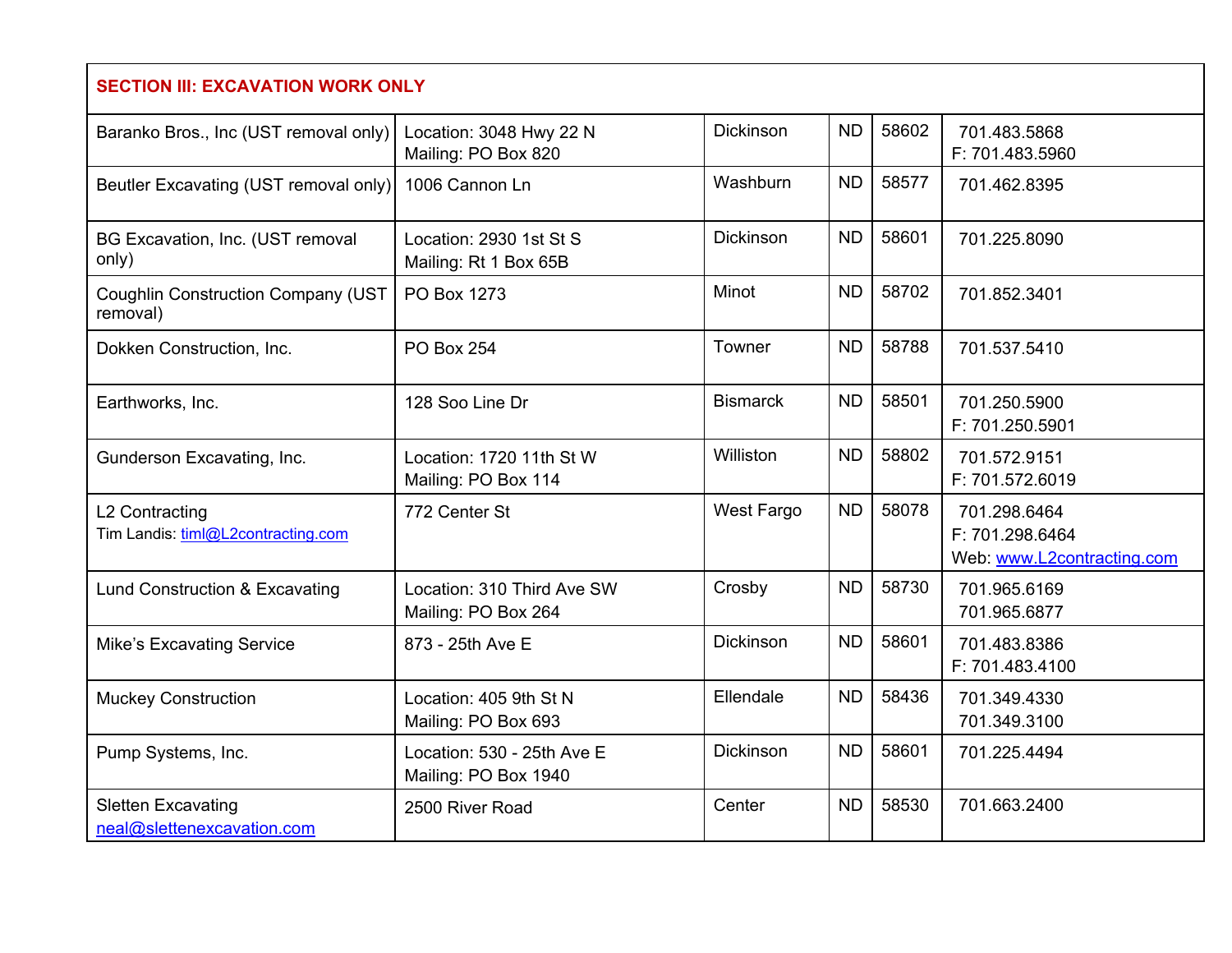| SECTION III: EXCAVATION WORK ONLY | | | | | |
|---|---|---|---|---|---|
| Baranko Bros., Inc (UST removal only) | Location: 3048 Hwy 22 N<br>Mailing: PO Box 820 | Dickinson | ND | 58602 | 701.483.5868<br>F: 701.483.5960 |
| Beutler Excavating (UST removal only) | 1006 Cannon Ln | Washburn | ND | 58577 | 701.462.8395 |
| BG Excavation, Inc. (UST removal only) | Location: 2930 1st St S<br>Mailing: Rt 1 Box 65B | Dickinson | ND | 58601 | 701.225.8090 |
| Coughlin Construction Company (UST removal) | PO Box 1273 | Minot | ND | 58702 | 701.852.3401 |
| Dokken Construction, Inc. | PO Box 254 | Towner | ND | 58788 | 701.537.5410 |
| Earthworks, Inc. | 128 Soo Line Dr | Bismarck | ND | 58501 | 701.250.5900<br>F: 701.250.5901 |
| Gunderson Excavating, Inc. | Location: 1720 11th St W<br>Mailing: PO Box 114 | Williston | ND | 58802 | 701.572.9151<br>F: 701.572.6019 |
| L2 Contracting<br>Tim Landis: timl@L2contracting.com | 772 Center St | West Fargo | ND | 58078 | 701.298.6464<br>F: 701.298.6464<br>Web: www.L2contracting.com |
| Lund Construction & Excavating | Location: 310 Third Ave SW<br>Mailing: PO Box 264 | Crosby | ND | 58730 | 701.965.6169<br>701.965.6877 |
| Mike's Excavating Service | 873 - 25th Ave E | Dickinson | ND | 58601 | 701.483.8386<br>F: 701.483.4100 |
| Muckey Construction | Location: 405 9th St N<br>Mailing: PO Box 693 | Ellendale | ND | 58436 | 701.349.4330<br>701.349.3100 |
| Pump Systems, Inc. | Location: 530 - 25th Ave E<br>Mailing: PO Box 1940 | Dickinson | ND | 58601 | 701.225.4494 |
| Sletten Excavating<br>neal@slettenexcavation.com | 2500 River Road | Center | ND | 58530 | 701.663.2400 |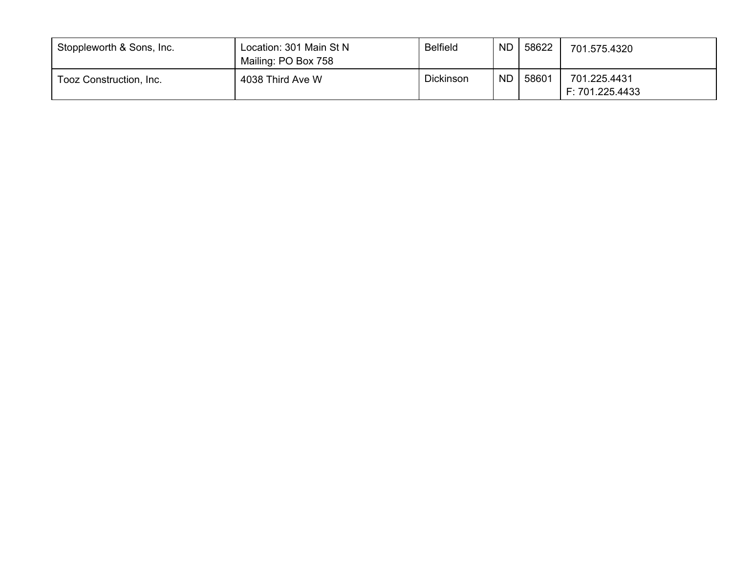| | | | | | |
|---|---|---|---|---|---|
| Stoppleworth & Sons, Inc. | Location: 301 Main St N<br>Mailing: PO Box 758 | Belfield | ND | 58622 | 701.575.4320 |
| Tooz Construction, Inc. | 4038 Third Ave W | Dickinson | ND | 58601 | 701.225.4431<br>F: 701.225.4433 |